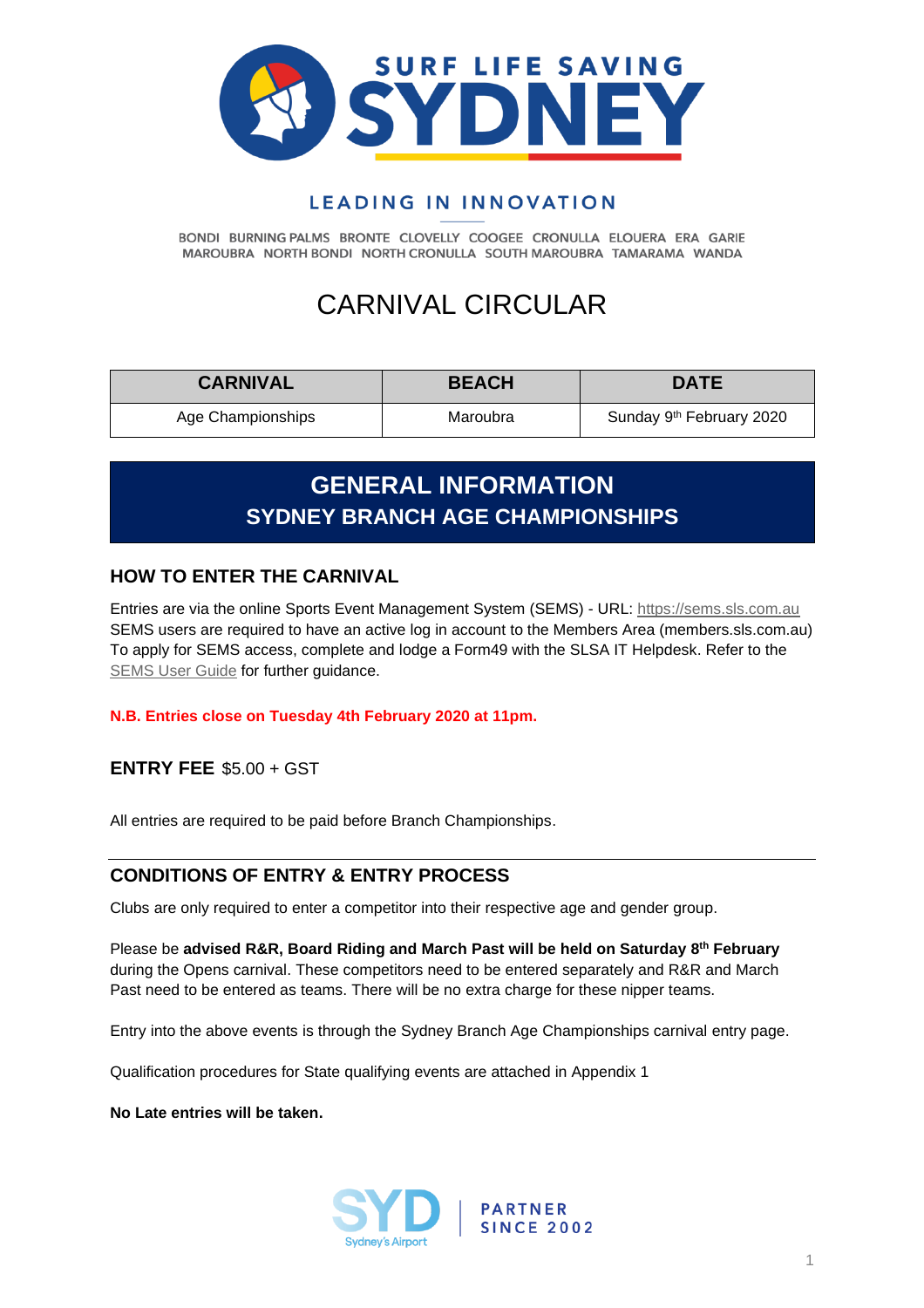SURF LIFE SAVING SYDNEY

LEADING IN INNOVATION

BONDI BURNING PALMS BRONTE CLOVELLY COOGEE CRONULLA ELOUERA ERA GARIE MAROUBRA NORTH BONDI NORTH CRONULLA SOUTH MAROUBRA TAMARAMA WANDA

# CARNIVAL CIRCULAR

| CARNIVAL | BEACH | DATE |
| --- | --- | --- |
| Age Championships | Maroubra | Sunday 9th February 2020 |

## GENERAL INFORMATION
## SYDNEY BRANCH AGE CHAMPIONSHIPS

### HOW TO ENTER THE CARNIVAL

Entries are via the online Sports Event Management System (SEMS) - URL: https://sems.sls.com.au
SEMS users are required to have an active log in account to the Members Area (members.sls.com.au)
To apply for SEMS access, complete and lodge a Form49 with the SLSA IT Helpdesk. Refer to the SEMS User Guide for further guidance.

**N.B. Entries close on Tuesday 4th February 2020 at 11pm.**

**ENTRY FEE** $5.00 + GST

All entries are required to be paid before Branch Championships.

### CONDITIONS OF ENTRY & ENTRY PROCESS

Clubs are only required to enter a competitor into their respective age and gender group.

Please be **advised R&R, Board Riding and March Past will be held on Saturday 8th February** during the Opens carnival. These competitors need to be entered separately and R&R and March Past need to be entered as teams. There will be no extra charge for these nipper teams.

Entry into the above events is through the Sydney Branch Age Championships carnival entry page.

Qualification procedures for State qualifying events are attached in Appendix 1

**No Late entries will be taken.**

SYD Sydney's Airport | PARTNER SINCE 2002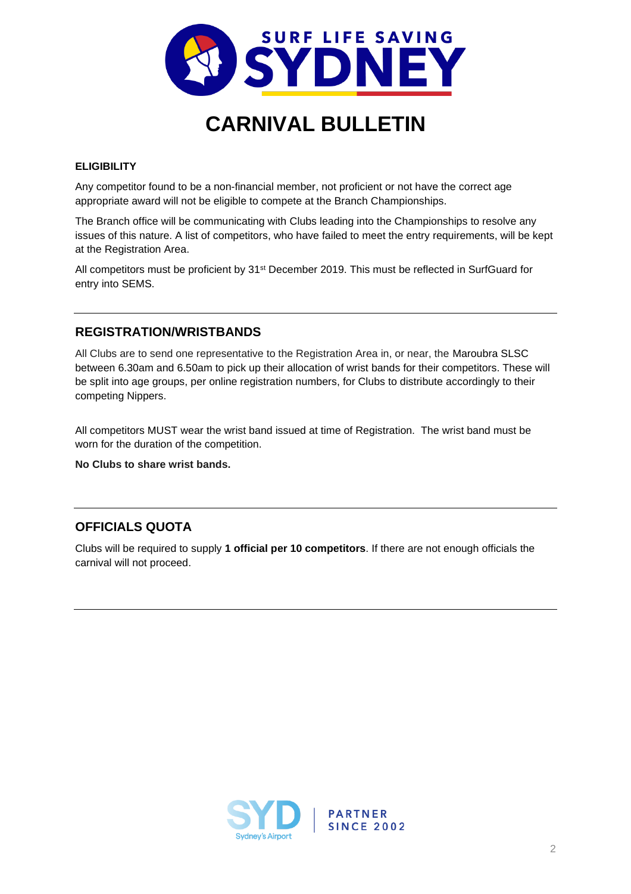# CARNIVAL BULLETIN

### ELIGIBILITY

Any competitor found to be a non-financial member, not proficient or not have the correct age appropriate award will not be eligible to compete at the Branch Championships.

The Branch office will be communicating with Clubs leading into the Championships to resolve any issues of this nature. A list of competitors, who have failed to meet the entry requirements, will be kept at the Registration Area.

All competitors must be proficient by 31st December 2019. This must be reflected in SurfGuard for entry into SEMS.

---

## REGISTRATION/WRISTBANDS

All Clubs are to send one representative to the Registration Area in, or near, the Maroubra SLSC between 6.30am and 6.50am to pick up their allocation of wrist bands for their competitors. These will be split into age groups, per online registration numbers, for Clubs to distribute accordingly to their competing Nippers.

All competitors MUST wear the wrist band issued at time of Registration. The wrist band must be worn for the duration of the competition.

**No Clubs to share wrist bands.**

---

## OFFICIALS QUOTA

Clubs will be required to supply **1 official per 10 competitors**. If there are not enough officials the carnival will not proceed.

---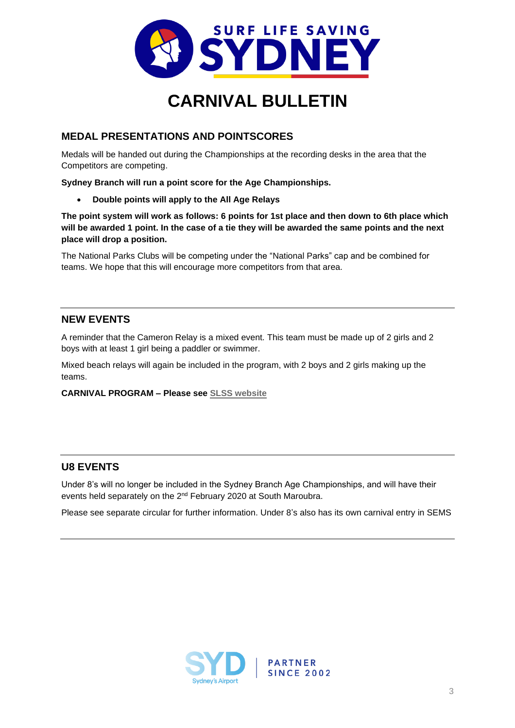# CARNIVAL BULLETIN

## MEDAL PRESENTATIONS AND POINTSCORES

Medals will be handed out during the Championships at the recording desks in the area that the Competitors are competing.

**Sydney Branch will run a point score for the Age Championships.**

- **Double points will apply to the All Age Relays**

**The point system will work as follows: 6 points for 1st place and then down to 6th place which will be awarded 1 point. In the case of a tie they will be awarded the same points and the next place will drop a position.**

The National Parks Clubs will be competing under the "National Parks" cap and be combined for teams. We hope that this will encourage more competitors from that area.

---

## NEW EVENTS

A reminder that the Cameron Relay is a mixed event. This team must be made up of 2 girls and 2 boys with at least 1 girl being a paddler or swimmer.

Mixed beach relays will again be included in the program, with 2 boys and 2 girls making up the teams.

**CARNIVAL PROGRAM – Please see** SLSS website

---

## U8 EVENTS

Under 8's will no longer be included in the Sydney Branch Age Championships, and will have their events held separately on the 2nd February 2020 at South Maroubra.

Please see separate circular for further information. Under 8's also has its own carnival entry in SEMS

---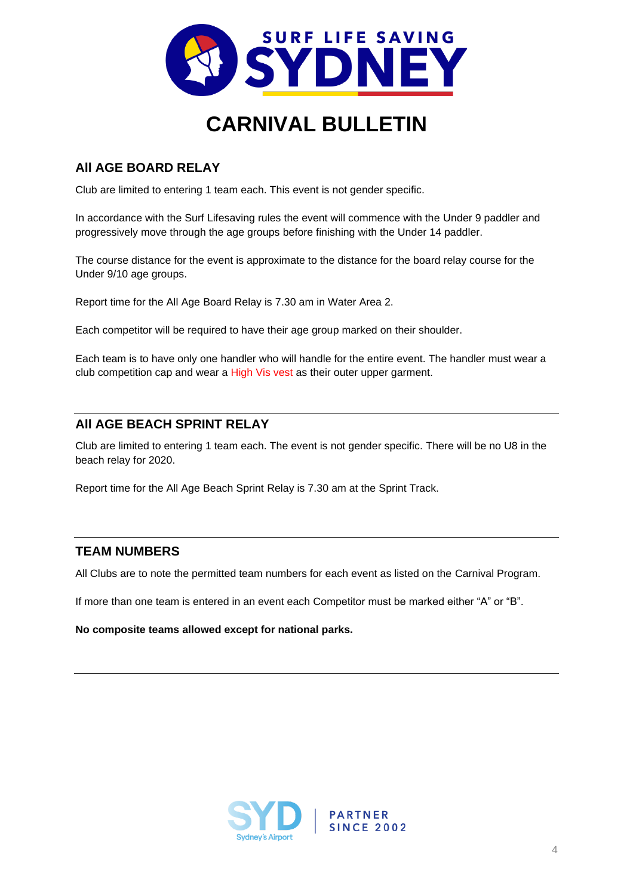# CARNIVAL BULLETIN

## All AGE BOARD RELAY

Club are limited to entering 1 team each. This event is not gender specific.

In accordance with the Surf Lifesaving rules the event will commence with the Under 9 paddler and progressively move through the age groups before finishing with the Under 14 paddler.

The course distance for the event is approximate to the distance for the board relay course for the Under 9/10 age groups.

Report time for the All Age Board Relay is 7.30 am in Water Area 2.

Each competitor will be required to have their age group marked on their shoulder.

Each team is to have only one handler who will handle for the entire event. The handler must wear a club competition cap and wear a High Vis vest as their outer upper garment.

---

## All AGE BEACH SPRINT RELAY

Club are limited to entering 1 team each. The event is not gender specific. There will be no U8 in the beach relay for 2020.

Report time for the All Age Beach Sprint Relay is 7.30 am at the Sprint Track.

---

## TEAM NUMBERS

All Clubs are to note the permitted team numbers for each event as listed on the Carnival Program.

If more than one team is entered in an event each Competitor must be marked either “A” or “B”.

**No composite teams allowed except for national parks.**

---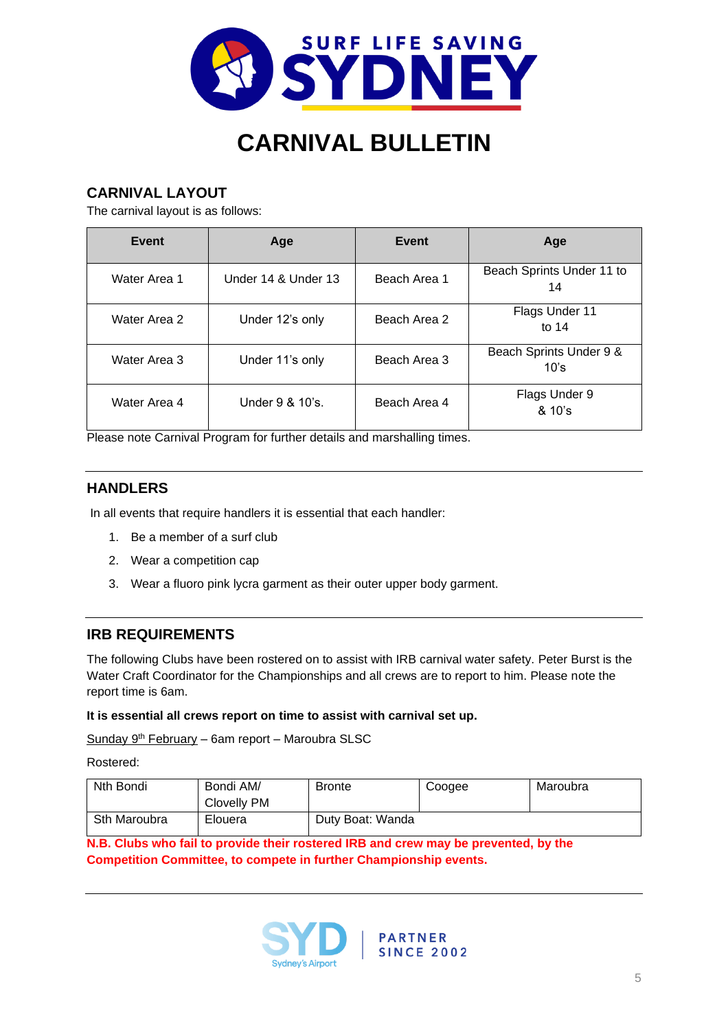# CARNIVAL BULLETIN

## CARNIVAL LAYOUT

The carnival layout is as follows:

| Event | Age | Event | Age |
|---|---|---|---|
| Water Area 1 | Under 14 & Under 13 | Beach Area 1 | Beach Sprints Under 11 to 14 |
| Water Area 2 | Under 12's only | Beach Area 2 | Flags Under 11 to 14 |
| Water Area 3 | Under 11's only | Beach Area 3 | Beach Sprints Under 9 & 10's |
| Water Area 4 | Under 9 & 10's. | Beach Area 4 | Flags Under 9 & 10's |

Please note Carnival Program for further details and marshalling times.

## HANDLERS

In all events that require handlers it is essential that each handler:

1. Be a member of a surf club
2. Wear a competition cap
3. Wear a fluoro pink lycra garment as their outer upper body garment.

## IRB REQUIREMENTS

The following Clubs have been rostered on to assist with IRB carnival water safety. Peter Burst is the Water Craft Coordinator for the Championships and all crews are to report to him. Please note the report time is 6am.

**It is essential all crews report on time to assist with carnival set up.**

Sunday 9th February – 6am report – Maroubra SLSC

Rostered:

| Nth Bondi | Bondi AM/ Clovelly PM | Bronte | Coogee | Maroubra |
|---|---|---|---|---|
| Sth Maroubra | Elouera | Duty Boat: Wanda | | |

**N.B. Clubs who fail to provide their rostered IRB and crew may be prevented, by the Competition Committee, to compete in further Championship events.**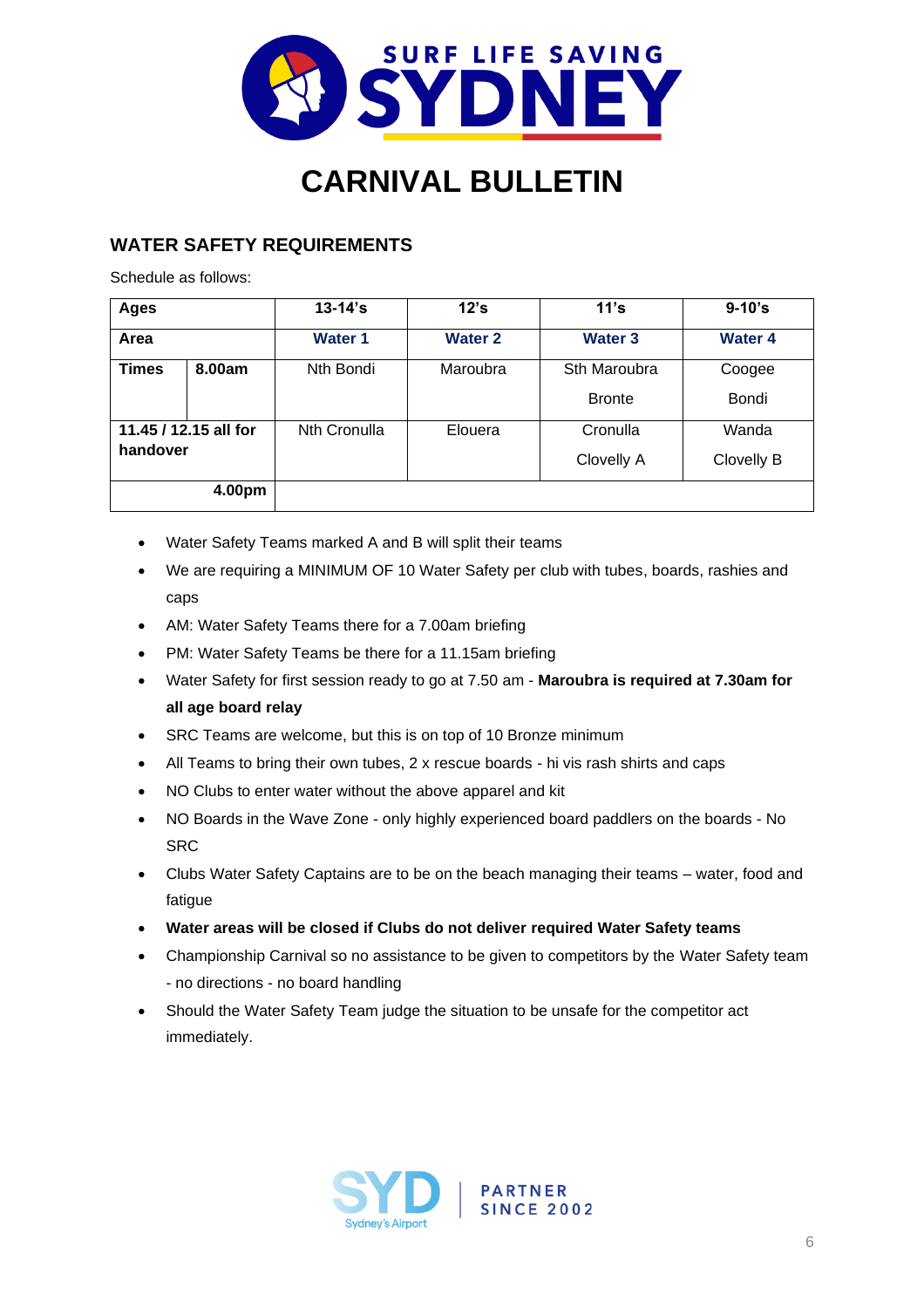# CARNIVAL BULLETIN

## WATER SAFETY REQUIREMENTS

Schedule as follows:

| Ages | | 13-14's | 12's | 11's | 9-10's |
|---|---|---|---|---|---|
| **Area** | | **Water 1** | **Water 2** | **Water 3** | **Water 4** |
| **Times** | **8.00am** | Nth Bondi | Maroubra | Sth Maroubra<br>Bronte | Coogee<br>Bondi |
| **11.45 / 12.15 all for handover** | | Nth Cronulla | Elouera | Cronulla<br>Clovelly A | Wanda<br>Clovelly B |
| **4.00pm** | | | | | |

- Water Safety Teams marked A and B will split their teams
- We are requiring a MINIMUM OF 10 Water Safety per club with tubes, boards, rashies and caps
- AM: Water Safety Teams there for a 7.00am briefing
- PM: Water Safety Teams be there for a 11.15am briefing
- Water Safety for first session ready to go at 7.50 am - **Maroubra is required at 7.30am for all age board relay**
- SRC Teams are welcome, but this is on top of 10 Bronze minimum
- All Teams to bring their own tubes, 2 x rescue boards - hi vis rash shirts and caps
- NO Clubs to enter water without the above apparel and kit
- NO Boards in the Wave Zone - only highly experienced board paddlers on the boards - No SRC
- Clubs Water Safety Captains are to be on the beach managing their teams – water, food and fatigue
- **Water areas will be closed if Clubs do not deliver required Water Safety teams**
- Championship Carnival so no assistance to be given to competitors by the Water Safety team - no directions - no board handling
- Should the Water Safety Team judge the situation to be unsafe for the competitor act immediately.

PARTNER SINCE 2002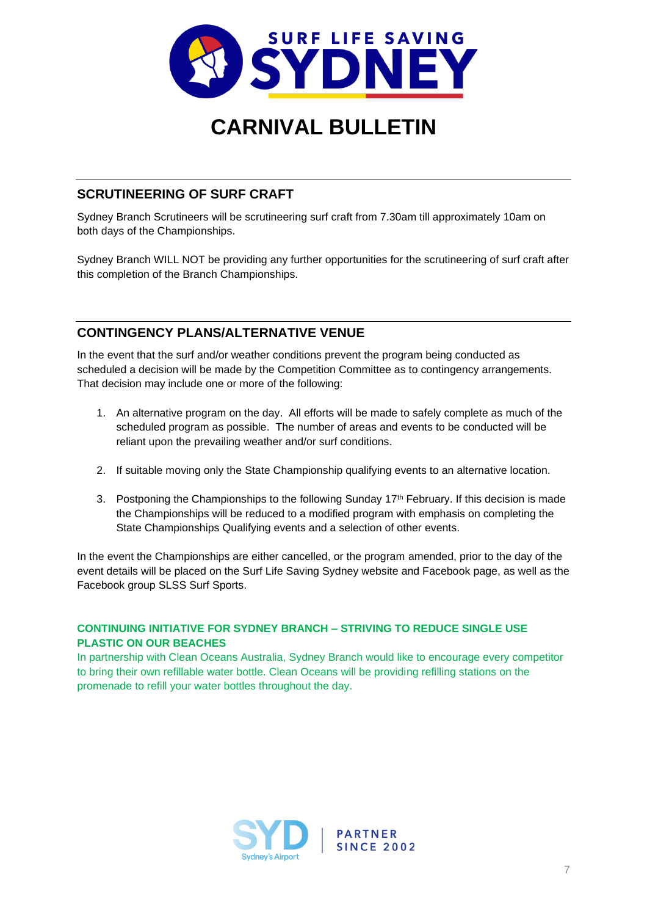# CARNIVAL BULLETIN

## SCRUTINEERING OF SURF CRAFT

Sydney Branch Scrutineers will be scrutineering surf craft from 7.30am till approximately 10am on both days of the Championships.

Sydney Branch WILL NOT be providing any further opportunities for the scrutineering of surf craft after this completion of the Branch Championships.

## CONTINGENCY PLANS/ALTERNATIVE VENUE

In the event that the surf and/or weather conditions prevent the program being conducted as scheduled a decision will be made by the Competition Committee as to contingency arrangements. That decision may include one or more of the following:

1. An alternative program on the day. All efforts will be made to safely complete as much of the scheduled program as possible. The number of areas and events to be conducted will be reliant upon the prevailing weather and/or surf conditions.

2. If suitable moving only the State Championship qualifying events to an alternative location.

3. Postponing the Championships to the following Sunday 17th February. If this decision is made the Championships will be reduced to a modified program with emphasis on completing the State Championships Qualifying events and a selection of other events.

In the event the Championships are either cancelled, or the program amended, prior to the day of the event details will be placed on the Surf Life Saving Sydney website and Facebook page, as well as the Facebook group SLSS Surf Sports.

**CONTINUING INITIATIVE FOR SYDNEY BRANCH – STRIVING TO REDUCE SINGLE USE PLASTIC ON OUR BEACHES**

In partnership with Clean Oceans Australia, Sydney Branch would like to encourage every competitor to bring their own refillable water bottle. Clean Oceans will be providing refilling stations on the promenade to refill your water bottles throughout the day.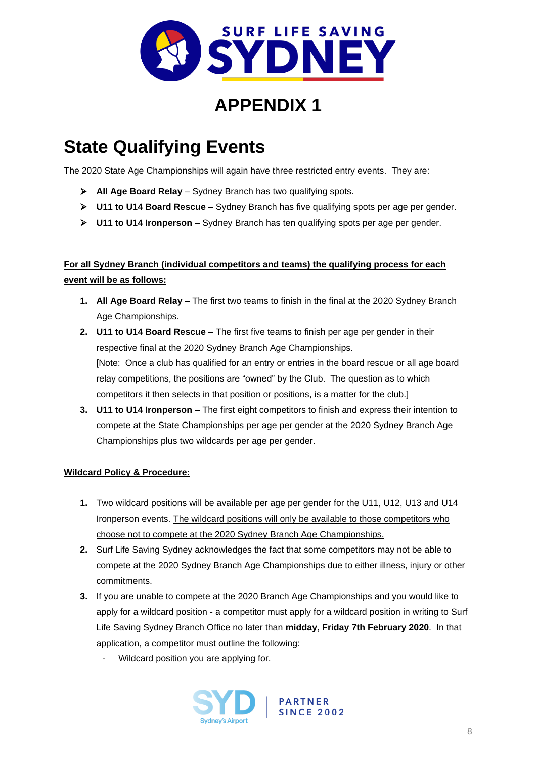# APPENDIX 1

## State Qualifying Events

The 2020 State Age Championships will again have three restricted entry events. They are:

- **All Age Board Relay** – Sydney Branch has two qualifying spots.
- **U11 to U14 Board Rescue** – Sydney Branch has five qualifying spots per age per gender.
- **U11 to U14 Ironperson** – Sydney Branch has ten qualifying spots per age per gender.

**For all Sydney Branch (individual competitors and teams) the qualifying process for each event will be as follows:**

1. **All Age Board Relay** – The first two teams to finish in the final at the 2020 Sydney Branch Age Championships.
2. **U11 to U14 Board Rescue** – The first five teams to finish per age per gender in their respective final at the 2020 Sydney Branch Age Championships.
   [Note: Once a club has qualified for an entry or entries in the board rescue or all age board relay competitions, the positions are "owned" by the Club. The question as to which competitors it then selects in that position or positions, is a matter for the club.]
3. **U11 to U14 Ironperson** – The first eight competitors to finish and express their intention to compete at the State Championships per age per gender at the 2020 Sydney Branch Age Championships plus two wildcards per age per gender.

**Wildcard Policy & Procedure:**

1. Two wildcard positions will be available per age per gender for the U11, U12, U13 and U14 Ironperson events. The wildcard positions will only be available to those competitors who choose not to compete at the 2020 Sydney Branch Age Championships.
2. Surf Life Saving Sydney acknowledges the fact that some competitors may not be able to compete at the 2020 Sydney Branch Age Championships due to either illness, injury or other commitments.
3. If you are unable to compete at the 2020 Branch Age Championships and you would like to apply for a wildcard position - a competitor must apply for a wildcard position in writing to Surf Life Saving Sydney Branch Office no later than **midday, Friday 7th February 2020**. In that application, a competitor must outline the following:
   - Wildcard position you are applying for.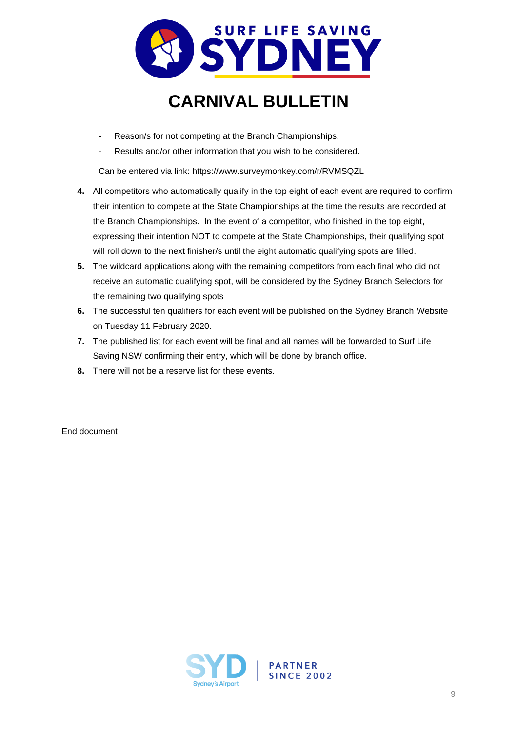# CARNIVAL BULLETIN

- Reason/s for not competing at the Branch Championships.
- Results and/or other information that you wish to be considered.

Can be entered via link: https://www.surveymonkey.com/r/RVMSQZL

4. All competitors who automatically qualify in the top eight of each event are required to confirm their intention to compete at the State Championships at the time the results are recorded at the Branch Championships. In the event of a competitor, who finished in the top eight, expressing their intention NOT to compete at the State Championships, their qualifying spot will roll down to the next finisher/s until the eight automatic qualifying spots are filled.
5. The wildcard applications along with the remaining competitors from each final who did not receive an automatic qualifying spot, will be considered by the Sydney Branch Selectors for the remaining two qualifying spots
6. The successful ten qualifiers for each event will be published on the Sydney Branch Website on Tuesday 11 February 2020.
7. The published list for each event will be final and all names will be forwarded to Surf Life Saving NSW confirming their entry, which will be done by branch office.
8. There will not be a reserve list for these events.

End document